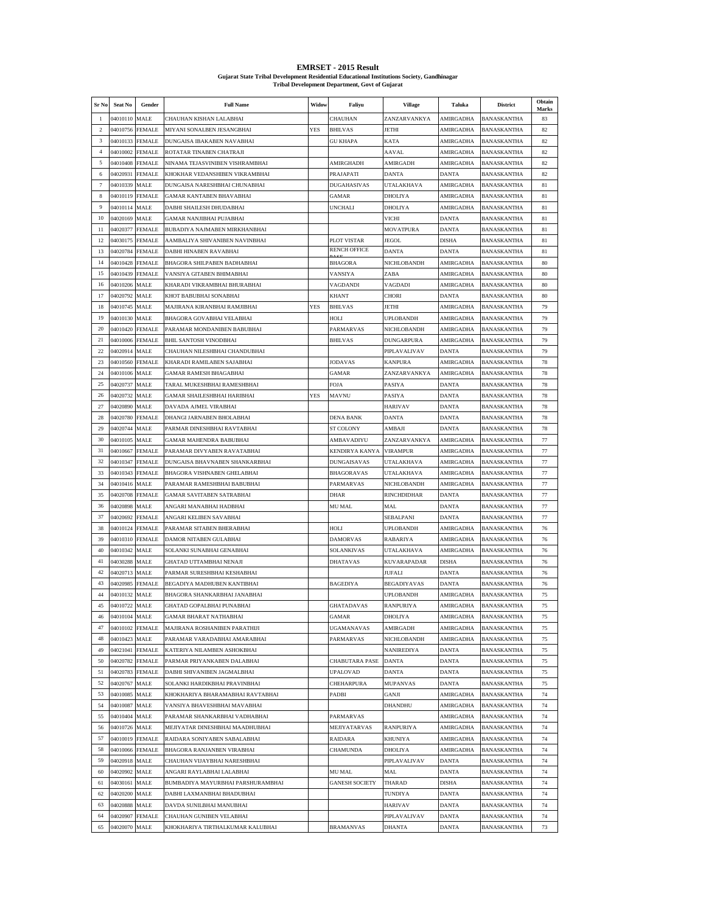# EMRSET - 2015 Result

**Gujarat State Tribal Development Residential Educational Institutions Society, Gandhinagar**

**Tribal Development Department, Govt of Gujarat**

| Sr No | Seat No | Gender | Full Name | Widow | Faliyu | Village | Taluka | District | Obtain Marks |
|---|---|---|---|---|---|---|---|---|---|
| 1 | 04010110 | MALE | CHAUHAN KISHAN LALABHAI | | CHAUHAN | ZANZARVANKYA | AMIRGADHA | BANASKANTHA | 83 |
| 2 | 04010756 | FEMALE | MIYANI SONALBEN JESANGBHAI | YES | BHILVAS | JETHI | AMIRGADHA | BANASKANTHA | 82 |
| 3 | 04010133 | FEMALE | DUNGAISA IBAKABEN NAVABHAI | | GU KHAPA | KATA | AMIRGADHA | BANASKANTHA | 82 |
| 4 | 04010002 | FEMALE | ROTATAR TINABEN CHATRAJI | | | AAVAL | AMIRGADHA | BANASKANTHA | 82 |
| 5 | 04010408 | FEMALE | NINAMA TEJASVINIBEN VISHRAMBHAI | | AMIRGHADH | AMIRGADH | AMIRGADHA | BANASKANTHA | 82 |
| 6 | 04020931 | FEMALE | KHOKHAR VEDANSHIBEN VIKRAMBHAI | | PRAJAPATI | DANTA | DANTA | BANASKANTHA | 82 |
| 7 | 04010339 | MALE | DUNGAISA NARESHBHAI CHUNABHAI | | DUGAHASIVAS | UTALAKHAVA | AMIRGADHA | BANASKANTHA | 81 |
| 8 | 04010119 | FEMALE | GAMAR KANTABEN BHAVABHAI | | GAMAR | DHOLIYA | AMIRGADHA | BANASKANTHA | 81 |
| 9 | 04010114 | MALE | DABHI SHAILESH DHUDABHAI | | UNCHALI | DHOLIYA | AMIRGADHA | BANASKANTHA | 81 |
| 10 | 04020169 | MALE | GAMAR NANJIBHAI PUJABHAI | | | VICHI | DANTA | BANASKANTHA | 81 |
| 11 | 04020377 | FEMALE | BUBADIYA NAJMABEN MIRKHANBHAI | | | MOVATPURA | DANTA | BANASKANTHA | 81 |
| 12 | 04030175 | FEMALE | AAMBALIYA SHIVANIBEN NAVINBHAI | | PLOT VISTAR | JEGOL | DISHA | BANASKANTHA | 81 |
| 13 | 04020784 | FEMALE | DABHI HINABEN RAVABHAI | | RENCH OFFICE PASE | DANTA | DANTA | BANASKANTHA | 81 |
| 14 | 04010428 | FEMALE | BHAGORA SHILPABEN BADHABHAI | | BHAGORA | NICHLOBANDH | AMIRGADHA | BANASKANTHA | 80 |
| 15 | 04010439 | FEMALE | VANSIYA GITABEN BHIMABHAI | | VANSIYA | ZABA | AMIRGADHA | BANASKANTHA | 80 |
| 16 | 04010206 | MALE | KHARADI VIKRAMBHAI BHURABHAI | | VAGDANDI | VAGDADI | AMIRGADHA | BANASKANTHA | 80 |
| 17 | 04020792 | MALE | KHOT BABUBHAI SONABHAI | | KHANT | CHORI | DANTA | BANASKANTHA | 80 |
| 18 | 04010745 | MALE | MAJIRANA KIRANBHAI RAMJIBHAI | YES | BHILVAS | JETHI | AMIRGADHA | BANASKANTHA | 79 |
| 19 | 04010130 | MALE | BHAGORA GOVABHAI VELABHAI | | HOLI | UPLOBANDH | AMIRGADHA | BANASKANTHA | 79 |
| 20 | 04010420 | FEMALE | PARAMAR MONDANIBEN BABUBHAI | | PARMARVAS | NICHLOBANDH | AMIRGADHA | BANASKANTHA | 79 |
| 21 | 04010006 | FEMALE | BHIL SANTOSH VINODBHAI | | BHILVAS | DUNGARPURA | AMIRGADHA | BANASKANTHA | 79 |
| 22 | 04020914 | MALE | CHAUHAN NILESHBHAI CHANDUBHAI | | | PIPLAVALIVAV | DANTA | BANASKANTHA | 79 |
| 23 | 04010560 | FEMALE | KHARADI RAMILABEN SAJABHAI | | JODAVAS | KANPURA | AMIRGADHA | BANASKANTHA | 78 |
| 24 | 04010106 | MALE | GAMAR RAMESH BHAGABHAI | | GAMAR | ZANZARVANKYA | AMIRGADHA | BANASKANTHA | 78 |
| 25 | 04020737 | MALE | TARAL MUKESHBHAI RAMESHBHAI | | FOJA | PASIYA | DANTA | BANASKANTHA | 78 |
| 26 | 04020732 | MALE | GAMAR SHAILESHBHAI HARIBHAI | YES | MAVNU | PASIYA | DANTA | BANASKANTHA | 78 |
| 27 | 04020890 | MALE | DAVADA AJMEL VIRABHAI | | | HARIVAV | DANTA | BANASKANTHA | 78 |
| 28 | 04020780 | FEMALE | DHANGI JARNABEN BHOLABHAI | | DENA BANK | DANTA | DANTA | BANASKANTHA | 78 |
| 29 | 04020744 | MALE | PARMAR DINESHBHAI RAVTABHAI | | ST COLONY | AMBAJI | DANTA | BANASKANTHA | 78 |
| 30 | 04010105 | MALE | GAMAR MAHENDRA BABUBHAI | | AMBAVADIYU | ZANZARVANKYA | AMIRGADHA | BANASKANTHA | 77 |
| 31 | 04010667 | FEMALE | PARAMAR DIVYABEN RAVATABHAI | | KENDIRYA KANYA | VIRAMPUR | AMIRGADHA | BANASKANTHA | 77 |
| 32 | 04010347 | FEMALE | DUNGAISA BHAVNABEN SHANKARBHAI | | DUNGAISAVAS | UTALAKHAVA | AMIRGADHA | BANASKANTHA | 77 |
| 33 | 04010343 | FEMALE | BHAGORA VISHNABEN GHELABHAI | | BHAGORAVAS | UTALAKHAVA | AMIRGADHA | BANASKANTHA | 77 |
| 34 | 04010416 | MALE | PARAMAR RAMESHBHAI BABUBHAI | | PARMARVAS | NICHLOBANDH | AMIRGADHA | BANASKANTHA | 77 |
| 35 | 04020708 | FEMALE | GAMAR SAVITABEN SATRABHAI | | DHAR | RINCHDIDHAR | DANTA | BANASKANTHA | 77 |
| 36 | 04020898 | MALE | ANGARI MANABHAI HADBHAI | | MU MAL | MAL | DANTA | BANASKANTHA | 77 |
| 37 | 04020692 | FEMALE | ANGARI KELIBEN SAVABHAI | | | SEBALPANI | DANTA | BANASKANTHA | 77 |
| 38 | 04010124 | FEMALE | PARAMAR SITABEN BHERABHAI | | HOLI | UPLOBANDH | AMIRGADHA | BANASKANTHA | 76 |
| 39 | 04010310 | FEMALE | DAMOR NITABEN GULABHAI | | DAMORVAS | RABARIYA | AMIRGADHA | BANASKANTHA | 76 |
| 40 | 04010342 | MALE | SOLANKI SUNABHAI GENABHAI | | SOLANKIVAS | UTALAKHAVA | AMIRGADHA | BANASKANTHA | 76 |
| 41 | 04030288 | MALE | GHATAD UTTAMBHAI NENAJI | | DHATAVAS | KUVARAPADAR | DISHA | BANASKANTHA | 76 |
| 42 | 04020713 | MALE | PARMAR SURESHBHAI KESHABHAI | | | JUFALI | DANTA | BANASKANTHA | 76 |
| 43 | 04020985 | FEMALE | BEGADIYA MADHUBEN KANTIBHAI | | BAGEDIYA | BEGADIYAVAS | DANTA | BANASKANTHA | 76 |
| 44 | 04010132 | MALE | BHAGORA SHANKARBHAI JANABHAI | | | UPLOBANDH | AMIRGADHA | BANASKANTHA | 75 |
| 45 | 04010722 | MALE | GHATAD GOPALBHAI PUNABHAI | | GHATADAVAS | RANPURIYA | AMIRGADHA | BANASKANTHA | 75 |
| 46 | 04010104 | MALE | GAMAR BHARAT NATHABHAI | | GAMAR | DHOLIYA | AMIRGADHA | BANASKANTHA | 75 |
| 47 | 04010102 | FEMALE | MAJIRANA ROSHANIBEN PARATHIJI | | UGAMANAVAS | AMIRGADH | AMIRGADHA | BANASKANTHA | 75 |
| 48 | 04010423 | MALE | PARAMAR VARADABHAI AMARABHAI | | PARMARVAS | NICHLOBANDH | AMIRGADHA | BANASKANTHA | 75 |
| 49 | 04021041 | FEMALE | KATERIYA NILAMBEN ASHOKBHAI | | | NANIREDIYA | DANTA | BANASKANTHA | 75 |
| 50 | 04020782 | FEMALE | PARMAR PRIYANKABEN DALABHAI | | CHABUTARA PASE | DANTA | DANTA | BANASKANTHA | 75 |
| 51 | 04020783 | FEMALE | DABHI SHIVANIBEN JAGMALBHAI | | UPALOVAD | DANTA | DANTA | BANASKANTHA | 75 |
| 52 | 04020767 | MALE | SOLANKI HARDIKBHAI PRAVINBHAI | | CHEHARPURA | MUPANVAS | DANTA | BANASKANTHA | 75 |
| 53 | 04010085 | MALE | KHOKHARIYA BHARAMABHAI RAVTABHAI | | PADBI | GANJI | AMIRGADHA | BANASKANTHA | 74 |
| 54 | 04010087 | MALE | VANSIYA BHAVESHBHAI MAVABHAI | | | DHANDHU | AMIRGADHA | BANASKANTHA | 74 |
| 55 | 04010404 | MALE | PARAMAR SHANKARBHAI VADHABHAI | | PARMARVAS | | AMIRGADHA | BANASKANTHA | 74 |
| 56 | 04010726 | MALE | MEJIYATAR DINESHBHAI MAADHUBHAI | | MEJIYATARVAS | RANPURIYA | AMIRGADHA | BANASKANTHA | 74 |
| 57 | 04010019 | FEMALE | RAIDARA SONIYABEN SABALABHAI | | RAIDARA | KHUNIYA | AMIRGADHA | BANASKANTHA | 74 |
| 58 | 04010066 | FEMALE | BHAGORA RANJANBEN VIRABHAI | | CHAMUNDA | DHOLIYA | AMIRGADHA | BANASKANTHA | 74 |
| 59 | 04020918 | MALE | CHAUHAN VIJAYBHAI NARESHBHAI | | | PIPLAVALIVAV | DANTA | BANASKANTHA | 74 |
| 60 | 04020902 | MALE | ANGARI RAYLABHAI LALABHAI | | MU MAL | MAL | DANTA | BANASKANTHA | 74 |
| 61 | 04030161 | MALE | BUMBADIYA MAYURBHAI PARSHURAMBHAI | | GANESH SOCIETY | THARAD | DISHA | BANASKANTHA | 74 |
| 62 | 04020200 | MALE | DABHI LAXMANBHAI BHADUBHAI | | | TUNDIYA | DANTA | BANASKANTHA | 74 |
| 63 | 04020888 | MALE | DAVDA SUNILBHAI MANUBHAI | | | HARIVAV | DANTA | BANASKANTHA | 74 |
| 64 | 04020907 | FEMALE | CHAUHAN GUNIBEN VELABHAI | | | PIPLAVALIVAV | DANTA | BANASKANTHA | 74 |
| 65 | 04020070 | MALE | KHOKHARIYA TIRTHALKUMAR KALUBHAI | | BRAMANVAS | DHANTA | DANTA | BANASKANTHA | 73 |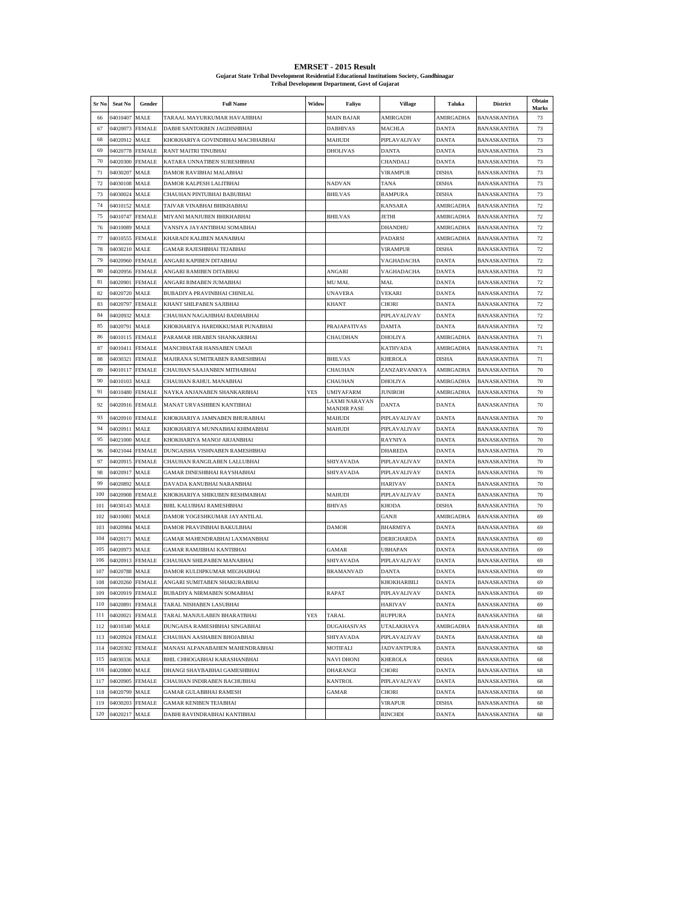# EMRSET - 2015 Result

**Gujarat State Tribal Development Residential Educational Institutions Society, Gandhinagar**

**Tribal Development Department, Govt of Gujarat**

| Sr No | Seat No | Gender | Full Name | Widow | Faliyu | Village | Taluka | District | Obtain Marks |
|---|---|---|---|---|---|---|---|---|---|
| 66 | 04010407 | MALE | TARAAL MAYURKUMAR HAVAJIBHAI | | MAIN BAJAR | AMIRGADH | AMIRGADHA | BANASKANTHA | 73 |
| 67 | 04020073 | FEMALE | DABHI SANTOKBEN JAGDISHBHAI | | DABHIVAS | MACHLA | DANTA | BANASKANTHA | 73 |
| 68 | 04020912 | MALE | KHOKHARIYA GOVINDBHAI MACHHABHAI | | MAHUDI | PIPLAVALIVAV | DANTA | BANASKANTHA | 73 |
| 69 | 04020778 | FEMALE | RANT MAITRI TINUBHAI | | DHOLIVAS | DANTA | DANTA | BANASKANTHA | 73 |
| 70 | 04020300 | FEMALE | KATARA UNNATIBEN SURESHBHAI | | | CHANDALI | DANTA | BANASKANTHA | 73 |
| 71 | 04030207 | MALE | DAMOR RAVIBHAI MALABHAI | | | VIRAMPUR | DISHA | BANASKANTHA | 73 |
| 72 | 04030108 | MALE | DAMOR KALPESH LALITBHAI | | NADVAN | TANA | DISHA | BANASKANTHA | 73 |
| 73 | 04030024 | MALE | CHAUHAN PINTUBHAI BABUBHAI | | BHILVAS | RAMPURA | DISHA | BANASKANTHA | 73 |
| 74 | 04010152 | MALE | TAIVAR VINABHAI BHIKHABHAI | | | KANSARA | AMIRGADHA | BANASKANTHA | 72 |
| 75 | 04010747 | FEMALE | MIYANI MANJUBEN BHIKHABHAI | | BHILVAS | JETHI | AMIRGADHA | BANASKANTHA | 72 |
| 76 | 04010089 | MALE | VANSIYA JAYANTIBHAI SOMABHAI | | | DHANDHU | AMIRGADHA | BANASKANTHA | 72 |
| 77 | 04010555 | FEMALE | KHARADI KALIBEN MANABHAI | | | PADARSI | AMIRGADHA | BANASKANTHA | 72 |
| 78 | 04030210 | MALE | GAMAR RAJESHBHAI TEJABHAI | | | VIRAMPUR | DISHA | BANASKANTHA | 72 |
| 79 | 04020960 | FEMALE | ANGARI KAPIBEN DITABHAI | | | VAGHADACHA | DANTA | BANASKANTHA | 72 |
| 80 | 04020956 | FEMALE | ANGARI RAMIBEN DITABHAI | | ANGARI | VAGHADACHA | DANTA | BANASKANTHA | 72 |
| 81 | 04020901 | FEMALE | ANGARI RIMABEN JUMABHAI | | MU MAL | MAL | DANTA | BANASKANTHA | 72 |
| 82 | 04020720 | MALE | BUBADIYA PRAVINBHAI CHINILAL | | UNAVERA | VEKARI | DANTA | BANASKANTHA | 72 |
| 83 | 04020797 | FEMALE | KHANT SHILPABEN SAJIBHAI | | KHANT | CHORI | DANTA | BANASKANTHA | 72 |
| 84 | 04020932 | MALE | CHAUHAN NAGAJIBHAI BADHABHAI | | | PIPLAVALIVAV | DANTA | BANASKANTHA | 72 |
| 85 | 04020791 | MALE | KHOKHARIYA HARDIKKUMAR PUNABHAI | | PRAJAPATIVAS | DAMTA | DANTA | BANASKANTHA | 72 |
| 86 | 04010115 | FEMALE | PARAMAR HIRABEN SHANKARBHAI | | CHAUDHAN | DHOLIYA | AMIRGADHA | BANASKANTHA | 71 |
| 87 | 04010411 | FEMALE | MANCHHATAR HANSABEN UMAJI | | | KATHVADA | AMIRGADHA | BANASKANTHA | 71 |
| 88 | 04030321 | FEMALE | MAJIRANA SUMITRABEN RAMESHBHAI | | BHILVAS | KHEROLA | DISHA | BANASKANTHA | 71 |
| 89 | 04010117 | FEMALE | CHAUHAN SAAJANBEN MITHABHAI | | CHAUHAN | ZANZARVANKYA | AMIRGADHA | BANASKANTHA | 70 |
| 90 | 04010103 | MALE | CHAUHAN RAHUL MANABHAI | | CHAUHAN | DHOLIYA | AMIRGADHA | BANASKANTHA | 70 |
| 91 | 04010480 | FEMALE | NAYKA ANJANABEN SHANKARBHAI | YES | UMIYAFARM | JUNIROH | AMIRGADHA | BANASKANTHA | 70 |
| 92 | 04020916 | FEMALE | MANAT URVASHIBEN KANTIBHAI | | LAXMI NARAYAN MANDIR PASE | DANTA | DANTA | BANASKANTHA | 70 |
| 93 | 04020910 | FEMALE | KHOKHARIYA JAMNABEN BHURABHAI | | MAHUDI | PIPLAVALIVAV | DANTA | BANASKANTHA | 70 |
| 94 | 04020911 | MALE | KHOKHARIYA MUNNABHAI KHIMABHAI | | MAHUDI | PIPLAVALIVAV | DANTA | BANASKANTHA | 70 |
| 95 | 04021000 | MALE | KHOKHARIYA MANOJ ARJANBHAI | | | RAYNIYA | DANTA | BANASKANTHA | 70 |
| 96 | 04021044 | FEMALE | DUNGAISHA VISHNABEN RAMESHBHAI | | | DHAREDA | DANTA | BANASKANTHA | 70 |
| 97 | 04020915 | FEMALE | CHAUHAN RANGILABEN LALLUBHAI | | SHIYAVADA | PIPLAVALIVAV | DANTA | BANASKANTHA | 70 |
| 98 | 04020917 | MALE | GAMAR DINESHBHAI RAYSHABHAI | | SHIYAVADA | PIPLAVALIVAV | DANTA | BANASKANTHA | 70 |
| 99 | 04020892 | MALE | DAVADA KANUBHAI NARANBHAI | | | HARIVAV | DANTA | BANASKANTHA | 70 |
| 100 | 04020908 | FEMALE | KHOKHARIYA SHIKUBEN RESHMABHAI | | MAHUDI | PIPLAVALIVAV | DANTA | BANASKANTHA | 70 |
| 101 | 04030143 | MALE | BHIL KALUBHAI RAMESHBHAI | | BHIVAS | KHODA | DISHA | BANASKANTHA | 70 |
| 102 | 04010081 | MALE | DAMOR YOGESHKUMAR JAYANTILAL | | | GANJI | AMIRGADHA | BANASKANTHA | 69 |
| 103 | 04020984 | MALE | DAMOR PRAVINBHAI BAKULBHAI | | DAMOR | BHARMIYA | DANTA | BANASKANTHA | 69 |
| 104 | 04020171 | MALE | GAMAR MAHENDRABHAI LAXMANBHAI | | | DERICHARDA | DANTA | BANASKANTHA | 69 |
| 105 | 04020973 | MALE | GAMAR RAMJIBHAI KANTIBHAI | | GAMAR | UBHAPAN | DANTA | BANASKANTHA | 69 |
| 106 | 04020913 | FEMALE | CHAUHAN SHILPABEN MANABHAI | | SHIYAVADA | PIPLAVALIVAV | DANTA | BANASKANTHA | 69 |
| 107 | 04020788 | MALE | DAMOR KULDIPKUMAR MEGHABHAI | | BRAMANVAD | DANTA | DANTA | BANASKANTHA | 69 |
| 108 | 04020260 | FEMALE | ANGARI SUMITABEN SHAKURABHAI | | | KHOKHARBILI | DANTA | BANASKANTHA | 69 |
| 109 | 04020919 | FEMALE | BUBADIYA NIRMABEN SOMABHAI | | RAPAT | PIPLAVALIVAV | DANTA | BANASKANTHA | 69 |
| 110 | 04020891 | FEMALE | TARAL NISHABEN LASUBHAI | | | HARIVAV | DANTA | BANASKANTHA | 69 |
| 111 | 04020021 | FEMALE | TARAL MANJULABEN BHARATBHAI | YES | TARAL | RUPPURA | DANTA | BANASKANTHA | 68 |
| 112 | 04010340 | MALE | DUNGAISA RAMESHBHAI SINGABHAI | | DUGAHASIVAS | UTALAKHAVA | AMIRGADHA | BANASKANTHA | 68 |
| 113 | 04020924 | FEMALE | CHAUHAN AASHABEN BHOJABHAI | | SHIYAVADA | PIPLAVALIVAV | DANTA | BANASKANTHA | 68 |
| 114 | 04020302 | FEMALE | MANASI ALPANABAHEN MAHENDRABHAI | | MOTIFALI | JADVANTPURA | DANTA | BANASKANTHA | 68 |
| 115 | 04030336 | MALE | BHIL CHHOGABHAI KARASHANBHAI | | NAVI DHONI | KHEROLA | DISHA | BANASKANTHA | 68 |
| 116 | 04020800 | MALE | DHANGI SHAYBABHAI GAMESHBHAI | | DHARANGI | CHORI | DANTA | BANASKANTHA | 68 |
| 117 | 04020905 | FEMALE | CHAUHAN INDIRABEN BACHUBHAI | | KANTROL | PIPLAVALIVAV | DANTA | BANASKANTHA | 68 |
| 118 | 04020799 | MALE | GAMAR GULABBHAI RAMESH | | GAMAR | CHORI | DANTA | BANASKANTHA | 68 |
| 119 | 04030203 | FEMALE | GAMAR KENIBEN TEJABHAI | | | VIRAPUR | DISHA | BANASKANTHA | 68 |
| 120 | 04020217 | MALE | DABHI RAVINDRABHAI KANTIBHAI | | | RINCHDI | DANTA | BANASKANTHA | 68 |